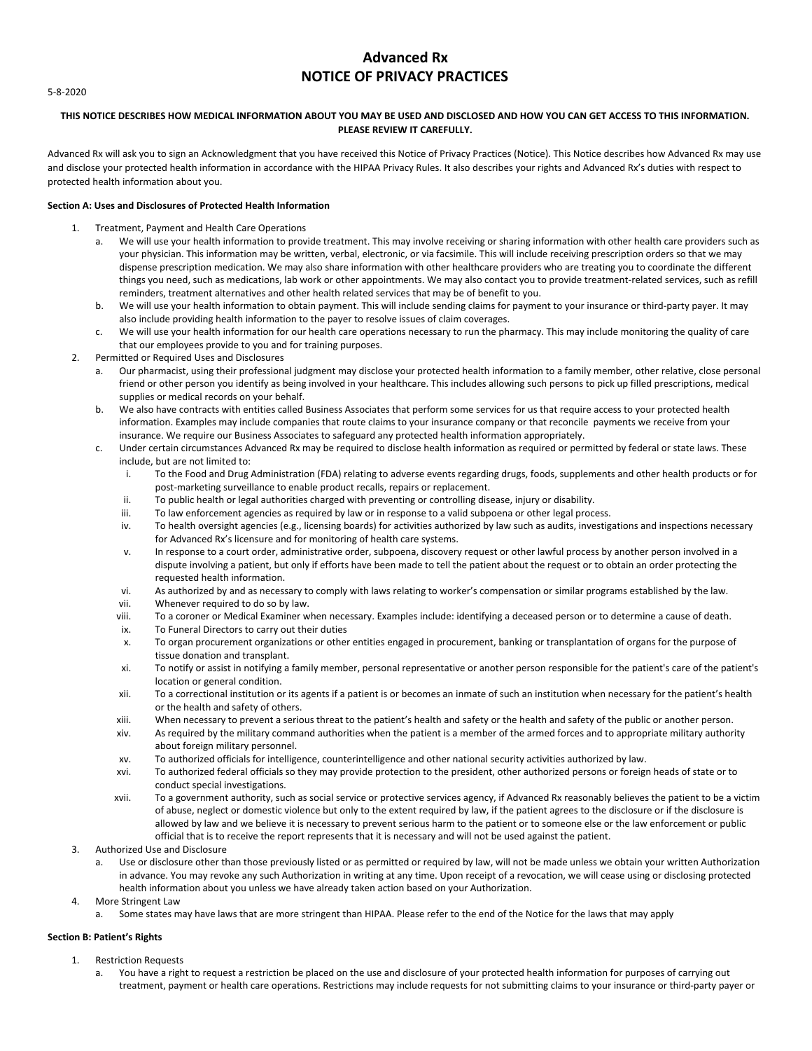# Advanced Rx
# NOTICE OF PRIVACY PRACTICES

5-8-2020

**THIS NOTICE DESCRIBES HOW MEDICAL INFORMATION ABOUT YOU MAY BE USED AND DISCLOSED AND HOW YOU CAN GET ACCESS TO THIS INFORMATION. PLEASE REVIEW IT CAREFULLY.**

Advanced Rx will ask you to sign an Acknowledgment that you have received this Notice of Privacy Practices (Notice). This Notice describes how Advanced Rx may use and disclose your protected health information in accordance with the HIPAA Privacy Rules. It also describes your rights and Advanced Rx's duties with respect to protected health information about you.

**Section A: Uses and Disclosures of Protected Health Information**

1. Treatment, Payment and Health Care Operations
   a. We will use your health information to provide treatment. This may involve receiving or sharing information with other health care providers such as your physician. This information may be written, verbal, electronic, or via facsimile. This will include receiving prescription orders so that we may dispense prescription medication. We may also share information with other healthcare providers who are treating you to coordinate the different things you need, such as medications, lab work or other appointments. We may also contact you to provide treatment-related services, such as refill reminders, treatment alternatives and other health related services that may be of benefit to you.
   b. We will use your health information to obtain payment. This will include sending claims for payment to your insurance or third-party payer. It may also include providing health information to the payer to resolve issues of claim coverages.
   c. We will use your health information for our health care operations necessary to run the pharmacy. This may include monitoring the quality of care that our employees provide to you and for training purposes.
2. Permitted or Required Uses and Disclosures
   a. Our pharmacist, using their professional judgment may disclose your protected health information to a family member, other relative, close personal friend or other person you identify as being involved in your healthcare. This includes allowing such persons to pick up filled prescriptions, medical supplies or medical records on your behalf.
   b. We also have contracts with entities called Business Associates that perform some services for us that require access to your protected health information. Examples may include companies that route claims to your insurance company or that reconcile payments we receive from your insurance. We require our Business Associates to safeguard any protected health information appropriately.
   c. Under certain circumstances Advanced Rx may be required to disclose health information as required or permitted by federal or state laws. These include, but are not limited to:
      i. To the Food and Drug Administration (FDA) relating to adverse events regarding drugs, foods, supplements and other health products or for post-marketing surveillance to enable product recalls, repairs or replacement.
      ii. To public health or legal authorities charged with preventing or controlling disease, injury or disability.
      iii. To law enforcement agencies as required by law or in response to a valid subpoena or other legal process.
      iv. To health oversight agencies (e.g., licensing boards) for activities authorized by law such as audits, investigations and inspections necessary for Advanced Rx's licensure and for monitoring of health care systems.
      v. In response to a court order, administrative order, subpoena, discovery request or other lawful process by another person involved in a dispute involving a patient, but only if efforts have been made to tell the patient about the request or to obtain an order protecting the requested health information.
      vi. As authorized by and as necessary to comply with laws relating to worker's compensation or similar programs established by the law.
      vii. Whenever required to do so by law.
      viii. To a coroner or Medical Examiner when necessary. Examples include: identifying a deceased person or to determine a cause of death.
      ix. To Funeral Directors to carry out their duties
      x. To organ procurement organizations or other entities engaged in procurement, banking or transplantation of organs for the purpose of tissue donation and transplant.
      xi. To notify or assist in notifying a family member, personal representative or another person responsible for the patient's care of the patient's location or general condition.
      xii. To a correctional institution or its agents if a patient is or becomes an inmate of such an institution when necessary for the patient's health or the health and safety of others.
      xiii. When necessary to prevent a serious threat to the patient's health and safety or the health and safety of the public or another person.
      xiv. As required by the military command authorities when the patient is a member of the armed forces and to appropriate military authority about foreign military personnel.
      xv. To authorized officials for intelligence, counterintelligence and other national security activities authorized by law.
      xvi. To authorized federal officials so they may provide protection to the president, other authorized persons or foreign heads of state or to conduct special investigations.
      xvii. To a government authority, such as social service or protective services agency, if Advanced Rx reasonably believes the patient to be a victim of abuse, neglect or domestic violence but only to the extent required by law, if the patient agrees to the disclosure or if the disclosure is allowed by law and we believe it is necessary to prevent serious harm to the patient or to someone else or the law enforcement or public official that is to receive the report represents that it is necessary and will not be used against the patient.
3. Authorized Use and Disclosure
   a. Use or disclosure other than those previously listed or as permitted or required by law, will not be made unless we obtain your written Authorization in advance. You may revoke any such Authorization in writing at any time. Upon receipt of a revocation, we will cease using or disclosing protected health information about you unless we have already taken action based on your Authorization.
4. More Stringent Law
   a. Some states may have laws that are more stringent than HIPAA. Please refer to the end of the Notice for the laws that may apply

**Section B: Patient's Rights**

1. Restriction Requests
   a. You have a right to request a restriction be placed on the use and disclosure of your protected health information for purposes of carrying out treatment, payment or health care operations. Restrictions may include requests for not submitting claims to your insurance or third-party payer or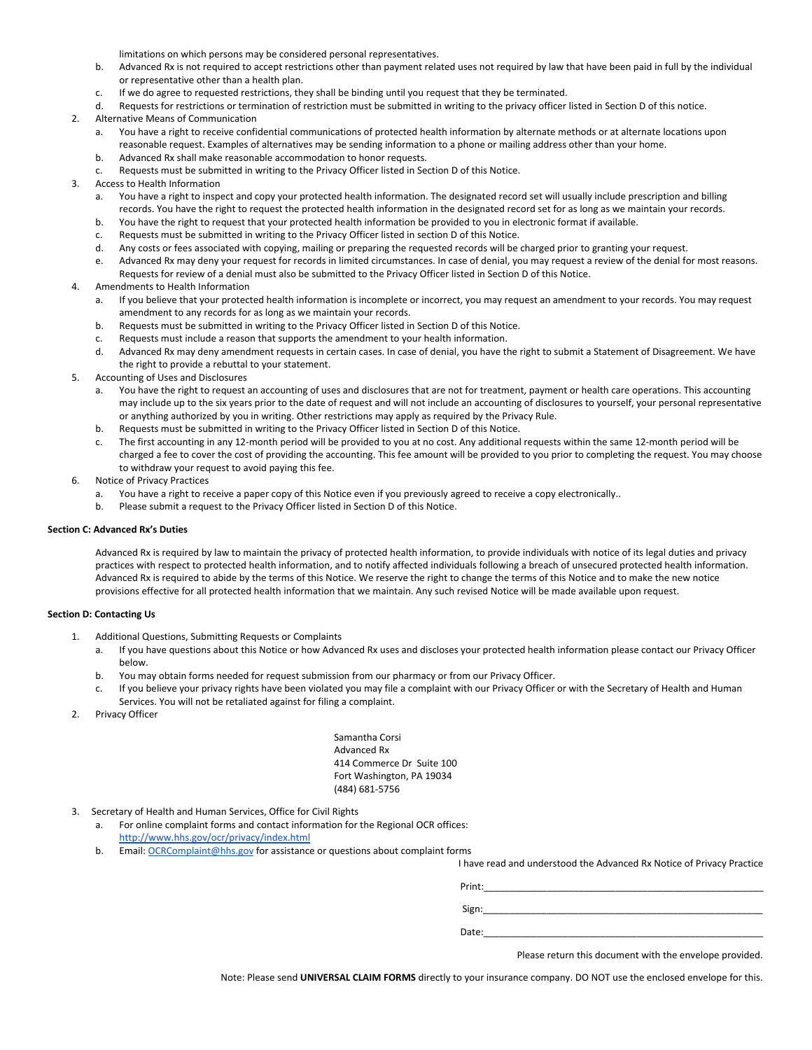limitations on which persons may be considered personal representatives.

   b. Advanced Rx is not required to accept restrictions other than payment related uses not required by law that have been paid in full by the individual or representative other than a health plan.
   c. If we do agree to requested restrictions, they shall be binding until you request that they be terminated.
   d. Requests for restrictions or termination of restriction must be submitted in writing to the privacy officer listed in Section D of this notice.

2. Alternative Means of Communication
   a. You have a right to receive confidential communications of protected health information by alternate methods or at alternate locations upon reasonable request. Examples of alternatives may be sending information to a phone or mailing address other than your home.
   b. Advanced Rx shall make reasonable accommodation to honor requests.
   c. Requests must be submitted in writing to the Privacy Officer listed in Section D of this Notice.
3. Access to Health Information
   a. You have a right to inspect and copy your protected health information. The designated record set will usually include prescription and billing records. You have the right to request the protected health information in the designated record set for as long as we maintain your records.
   b. You have the right to request that your protected health information be provided to you in electronic format if available.
   c. Requests must be submitted in writing to the Privacy Officer listed in section D of this Notice.
   d. Any costs or fees associated with copying, mailing or preparing the requested records will be charged prior to granting your request.
   e. Advanced Rx may deny your request for records in limited circumstances. In case of denial, you may request a review of the denial for most reasons. Requests for review of a denial must also be submitted to the Privacy Officer listed in Section D of this Notice.
4. Amendments to Health Information
   a. If you believe that your protected health information is incomplete or incorrect, you may request an amendment to your records. You may request amendment to any records for as long as we maintain your records.
   b. Requests must be submitted in writing to the Privacy Officer listed in Section D of this Notice.
   c. Requests must include a reason that supports the amendment to your health information.
   d. Advanced Rx may deny amendment requests in certain cases. In case of denial, you have the right to submit a Statement of Disagreement. We have the right to provide a rebuttal to your statement.
5. Accounting of Uses and Disclosures
   a. You have the right to request an accounting of uses and disclosures that are not for treatment, payment or health care operations. This accounting may include up to the six years prior to the date of request and will not include an accounting of disclosures to yourself, your personal representative or anything authorized by you in writing. Other restrictions may apply as required by the Privacy Rule.
   b. Requests must be submitted in writing to the Privacy Officer listed in Section D of this Notice.
   c. The first accounting in any 12-month period will be provided to you at no cost. Any additional requests within the same 12-month period will be charged a fee to cover the cost of providing the accounting. This fee amount will be provided to you prior to completing the request. You may choose to withdraw your request to avoid paying this fee.
6. Notice of Privacy Practices
   a. You have a right to receive a paper copy of this Notice even if you previously agreed to receive a copy electronically..
   b. Please submit a request to the Privacy Officer listed in Section D of this Notice.

**Section C: Advanced Rx's Duties**

Advanced Rx is required by law to maintain the privacy of protected health information, to provide individuals with notice of its legal duties and privacy practices with respect to protected health information, and to notify affected individuals following a breach of unsecured protected health information. Advanced Rx is required to abide by the terms of this Notice. We reserve the right to change the terms of this Notice and to make the new notice provisions effective for all protected health information that we maintain. Any such revised Notice will be made available upon request.

**Section D: Contacting Us**

1. Additional Questions, Submitting Requests or Complaints
   a. If you have questions about this Notice or how Advanced Rx uses and discloses your protected health information please contact our Privacy Officer below.
   b. You may obtain forms needed for request submission from our pharmacy or from our Privacy Officer.
   c. If you believe your privacy rights have been violated you may file a complaint with our Privacy Officer or with the Secretary of Health and Human Services. You will not be retaliated against for filing a complaint.
2. Privacy Officer

   Samantha Corsi
   Advanced Rx
   414 Commerce Dr Suite 100
   Fort Washington, PA 19034
   (484) 681-5756

3. Secretary of Health and Human Services, Office for Civil Rights
   a. For online complaint forms and contact information for the Regional OCR offices: http://www.hhs.gov/ocr/privacy/index.html
   b. Email: OCRComplaint@hhs.gov for assistance or questions about complaint forms

I have read and understood the Advanced Rx Notice of Privacy Practice

Print:_______________________________________________

Sign:_______________________________________________

Date:_______________________________________________

Please return this document with the envelope provided.

Note: Please send **UNIVERSAL CLAIM FORMS** directly to your insurance company. DO NOT use the enclosed envelope for this.